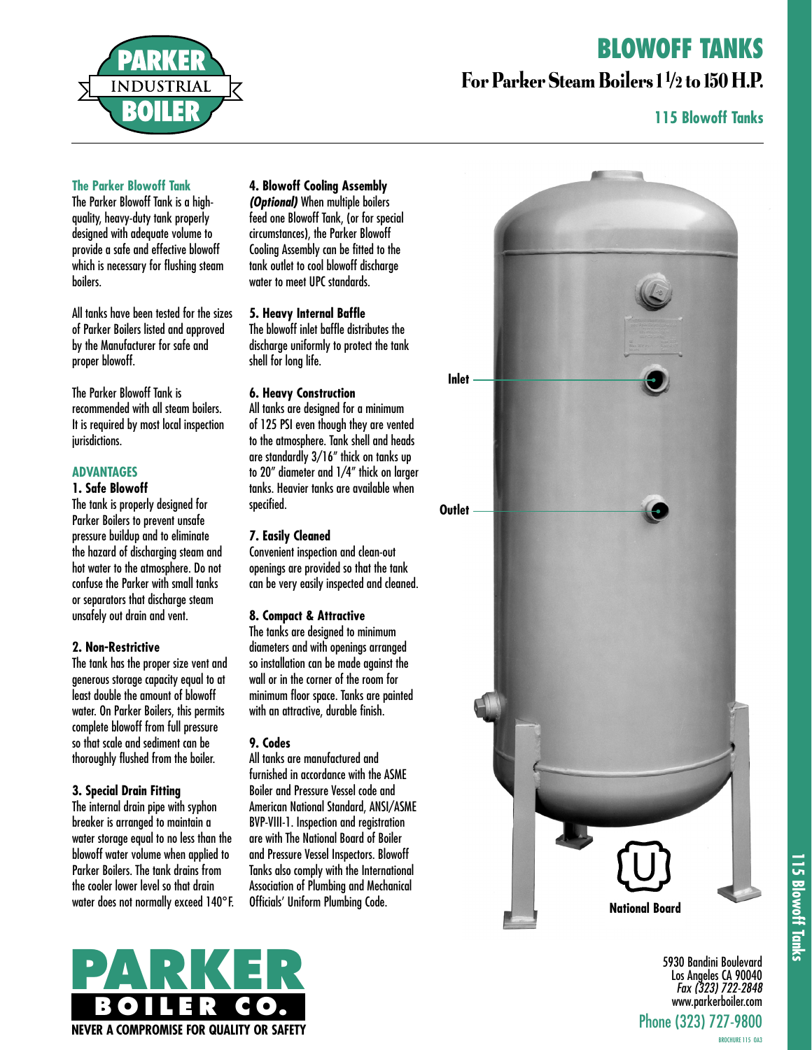# BLOWOFF TANKS

## For Parker Steam Boilers 1 1/2 to 150 H.P.

### 115 Blowoff Tanks

### The Parker Blowoff Tank

The Parker Blowoff Tank is a high-quality, heavy-duty tank properly designed with adequate volume to provide a safe and effective blowoff which is necessary for flushing steam boilers.

All tanks have been tested for the sizes of Parker Boilers listed and approved by the Manufacturer for safe and proper blowoff.

The Parker Blowoff Tank is recommended with all steam boilers. It is required by most local inspection jurisdictions.

### ADVANTAGES

**1. Safe Blowoff**

The tank is properly designed for Parker Boilers to prevent unsafe pressure buildup and to eliminate the hazard of discharging steam and hot water to the atmosphere. Do not confuse the Parker with small tanks or separators that discharge steam unsafely out drain and vent.

**2. Non-Restrictive**

The tank has the proper size vent and generous storage capacity equal to at least double the amount of blowoff water. On Parker Boilers, this permits complete blowoff from full pressure so that scale and sediment can be thoroughly flushed from the boiler.

**3. Special Drain Fitting**

The internal drain pipe with syphon breaker is arranged to maintain a water storage equal to no less than the blowoff water volume when applied to Parker Boilers. The tank drains from the cooler lower level so that drain water does not normally exceed 140°F.

**4. Blowoff Cooling Assembly**

***(Optional)*** When multiple boilers feed one Blowoff Tank, (or for special circumstances), the Parker Blowoff Cooling Assembly can be fitted to the tank outlet to cool blowoff discharge water to meet UPC standards.

**5. Heavy Internal Baffle**

The blowoff inlet baffle distributes the discharge uniformly to protect the tank shell for long life.

**6. Heavy Construction**

All tanks are designed for a minimum of 125 PSI even though they are vented to the atmosphere. Tank shell and heads are standardly 3/16" thick on tanks up to 20" diameter and 1/4" thick on larger tanks. Heavier tanks are available when specified.

**7. Easily Cleaned**

Convenient inspection and clean-out openings are provided so that the tank can be very easily inspected and cleaned.

**8. Compact & Attractive**

The tanks are designed to minimum diameters and with openings arranged so installation can be made against the wall or in the corner of the room for minimum floor space. Tanks are painted with an attractive, durable finish.

**9. Codes**

All tanks are manufactured and furnished in accordance with the ASME Boiler and Pressure Vessel code and American National Standard, ANSI/ASME BVP-VIII-1. Inspection and registration are with The National Board of Boiler and Pressure Vessel Inspectors. Blowoff Tanks also comply with the International Association of Plumbing and Mechanical Officials' Uniform Plumbing Code.

Inlet

Outlet

National Board

**PARKER BOILER CO.**

**NEVER A COMPROMISE FOR QUALITY OR SAFETY**

5930 Bandini Boulevard
Los Angeles CA 90040
*Fax (323) 722-2848*
www.parkerboiler.com

Phone (323) 727-9800

BROCHURE 115 0A3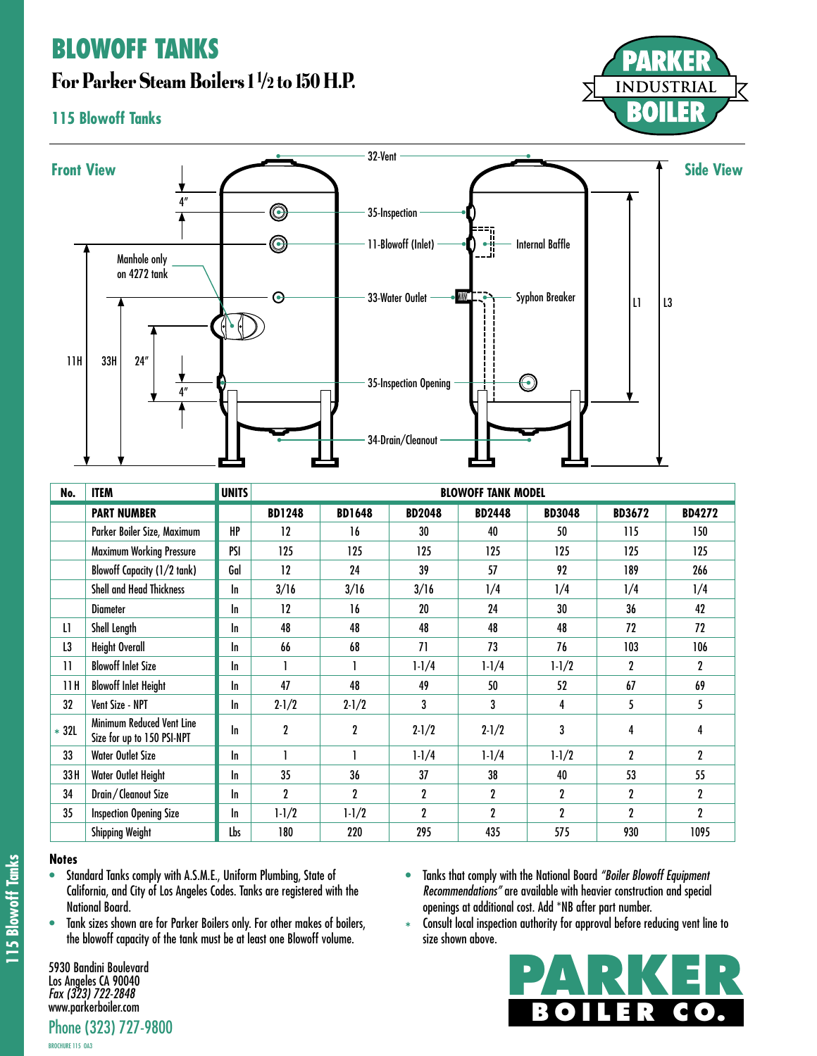# BLOWOFF TANKS

## For Parker Steam Boilers 1 1/2 to 150 H.P.

### 115 Blowoff Tanks

Front View

Side View

4"

Manhole only on 4272 tank

11H

33H

24"

4"

32-Vent

35-Inspection

11-Blowoff (Inlet)

33-Water Outlet

35-Inspection Opening

34-Drain/Cleanout

Internal Baffle

Syphon Breaker

L1

L3

| No. | ITEM | UNITS | BLOWOFF TANK MODEL | | | | | | |
|---|---|---|---|---|---|---|---|---|---|
| | **PART NUMBER** | | **BD1248** | **BD1648** | **BD2048** | **BD2448** | **BD3048** | **BD3672** | **BD4272** |
| | Parker Boiler Size, Maximum | HP | 12 | 16 | 30 | 40 | 50 | 115 | 150 |
| | Maximum Working Pressure | PSI | 125 | 125 | 125 | 125 | 125 | 125 | 125 |
| | Blowoff Capacity (1/2 tank) | Gal | 12 | 24 | 39 | 57 | 92 | 189 | 266 |
| | Shell and Head Thickness | In | 3/16 | 3/16 | 3/16 | 1/4 | 1/4 | 1/4 | 1/4 |
| | Diameter | In | 12 | 16 | 20 | 24 | 30 | 36 | 42 |
| L1 | Shell Length | In | 48 | 48 | 48 | 48 | 48 | 72 | 72 |
| L3 | Height Overall | In | 66 | 68 | 71 | 73 | 76 | 103 | 106 |
| 11 | Blowoff Inlet Size | In | 1 | 1 | 1-1/4 | 1-1/4 | 1-1/2 | 2 | 2 |
| 11H | Blowoff Inlet Height | In | 47 | 48 | 49 | 50 | 52 | 67 | 69 |
| 32 | Vent Size - NPT | In | 2-1/2 | 2-1/2 | 3 | 3 | 4 | 5 | 5 |
| * 32L | Minimum Reduced Vent Line Size for up to 150 PSI-NPT | In | 2 | 2 | 2-1/2 | 2-1/2 | 3 | 4 | 4 |
| 33 | Water Outlet Size | In | 1 | 1 | 1-1/4 | 1-1/4 | 1-1/2 | 2 | 2 |
| 33H | Water Outlet Height | In | 35 | 36 | 37 | 38 | 40 | 53 | 55 |
| 34 | Drain/Cleanout Size | In | 2 | 2 | 2 | 2 | 2 | 2 | 2 |
| 35 | Inspection Opening Size | In | 1-1/2 | 1-1/2 | 2 | 2 | 2 | 2 | 2 |
| | Shipping Weight | Lbs | 180 | 220 | 295 | 435 | 575 | 930 | 1095 |

**Notes**

- Standard Tanks comply with A.S.M.E., Uniform Plumbing, State of California, and City of Los Angeles Codes. Tanks are registered with the National Board.
- Tank sizes shown are for Parker Boilers only. For other makes of boilers, the blowoff capacity of the tank must be at least one Blowoff volume.
- Tanks that comply with the National Board *"Boiler Blowoff Equipment Recommendations"* are available with heavier construction and special openings at additional cost. Add *NB after part number.
- \* Consult local inspection authority for approval before reducing vent line to size shown above.

5930 Bandini Boulevard
Los Angeles CA 90040
*Fax (323) 722-2848*
www.parkerboiler.com

Phone (323) 727-9800

BROCHURE 115 0A3

PARKER BOILER CO.